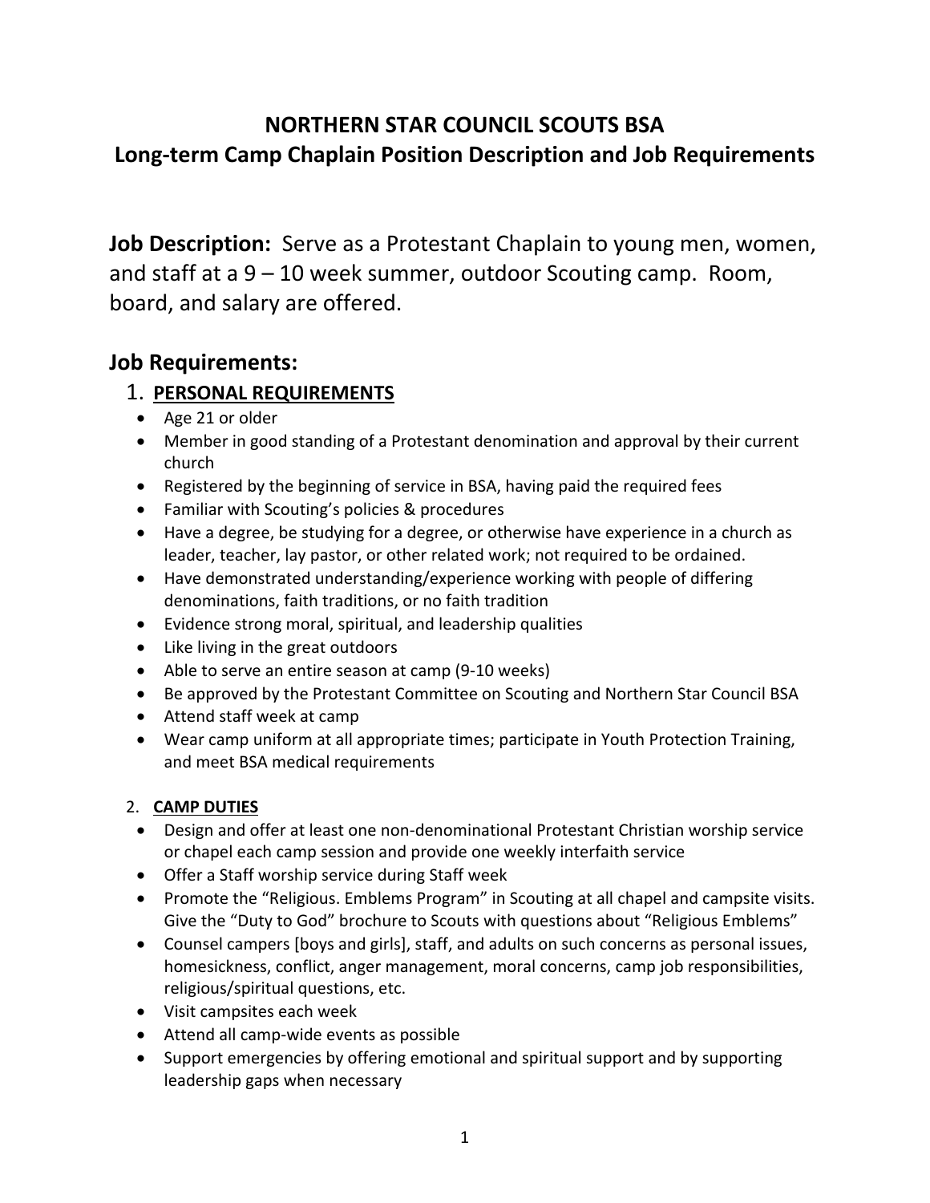# NORTHERN STAR COUNCIL SCOUTS BSA
## Long-term Camp Chaplain Position Description and Job Requirements

**Job Description:** Serve as a Protestant Chaplain to young men, women, and staff at a 9 – 10 week summer, outdoor Scouting camp. Room, board, and salary are offered.

## Job Requirements:

### 1. PERSONAL REQUIREMENTS

- Age 21 or older
- Member in good standing of a Protestant denomination and approval by their current church
- Registered by the beginning of service in BSA, having paid the required fees
- Familiar with Scouting's policies & procedures
- Have a degree, be studying for a degree, or otherwise have experience in a church as leader, teacher, lay pastor, or other related work; not required to be ordained.
- Have demonstrated understanding/experience working with people of differing denominations, faith traditions, or no faith tradition
- Evidence strong moral, spiritual, and leadership qualities
- Like living in the great outdoors
- Able to serve an entire season at camp (9-10 weeks)
- Be approved by the Protestant Committee on Scouting and Northern Star Council BSA
- Attend staff week at camp
- Wear camp uniform at all appropriate times; participate in Youth Protection Training, and meet BSA medical requirements

### 2. CAMP DUTIES

- Design and offer at least one non-denominational Protestant Christian worship service or chapel each camp session and provide one weekly interfaith service
- Offer a Staff worship service during Staff week
- Promote the "Religious. Emblems Program" in Scouting at all chapel and campsite visits. Give the "Duty to God" brochure to Scouts with questions about "Religious Emblems"
- Counsel campers [boys and girls], staff, and adults on such concerns as personal issues, homesickness, conflict, anger management, moral concerns, camp job responsibilities, religious/spiritual questions, etc.
- Visit campsites each week
- Attend all camp-wide events as possible
- Support emergencies by offering emotional and spiritual support and by supporting leadership gaps when necessary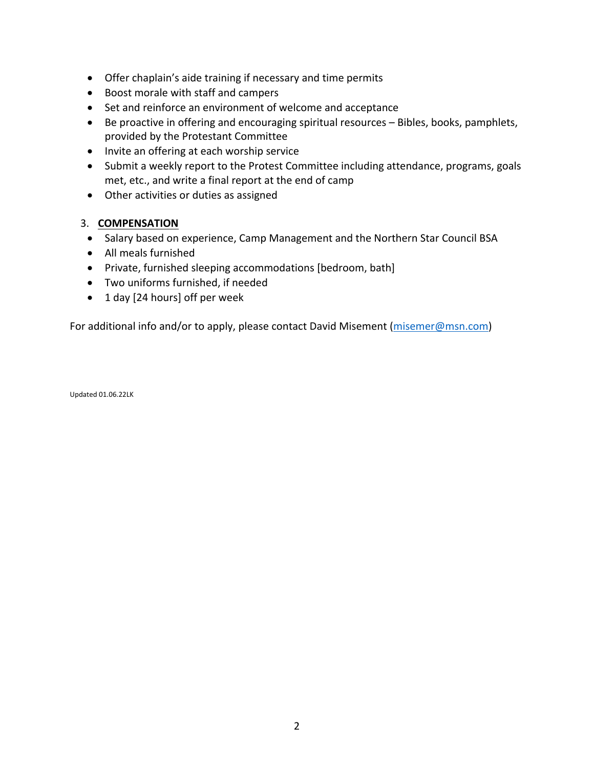- Offer chaplain's aide training if necessary and time permits
- Boost morale with staff and campers
- Set and reinforce an environment of welcome and acceptance
- Be proactive in offering and encouraging spiritual resources – Bibles, books, pamphlets, provided by the Protestant Committee
- Invite an offering at each worship service
- Submit a weekly report to the Protest Committee including attendance, programs, goals met, etc., and write a final report at the end of camp
- Other activities or duties as assigned

3. **COMPENSATION**

- Salary based on experience, Camp Management and the Northern Star Council BSA
- All meals furnished
- Private, furnished sleeping accommodations [bedroom, bath]
- Two uniforms furnished, if needed
- 1 day [24 hours] off per week

For additional info and/or to apply, please contact David Misement (misemer@msn.com)

Updated 01.06.22LK